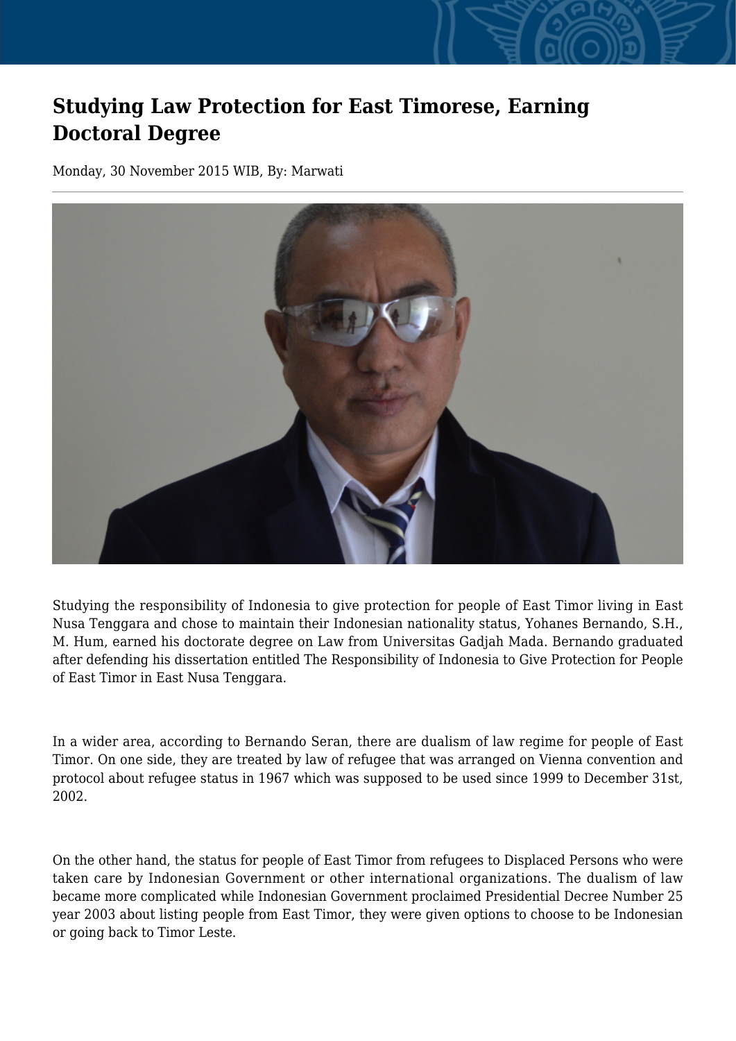# Studying Law Protection for East Timorese, Earning Doctoral Degree

Monday, 30 November 2015 WIB, By: Marwati

Studying the responsibility of Indonesia to give protection for people of East Timor living in East Nusa Tenggara and chose to maintain their Indonesian nationality status, Yohanes Bernando, S.H., M. Hum, earned his doctorate degree on Law from Universitas Gadjah Mada. Bernando graduated after defending his dissertation entitled The Responsibility of Indonesia to Give Protection for People of East Timor in East Nusa Tenggara.

In a wider area, according to Bernando Seran, there are dualism of law regime for people of East Timor. On one side, they are treated by law of refugee that was arranged on Vienna convention and protocol about refugee status in 1967 which was supposed to be used since 1999 to December 31st, 2002.

On the other hand, the status for people of East Timor from refugees to Displaced Persons who were taken care by Indonesian Government or other international organizations. The dualism of law became more complicated while Indonesian Government proclaimed Presidential Decree Number 25 year 2003 about listing people from East Timor, they were given options to choose to be Indonesian or going back to Timor Leste.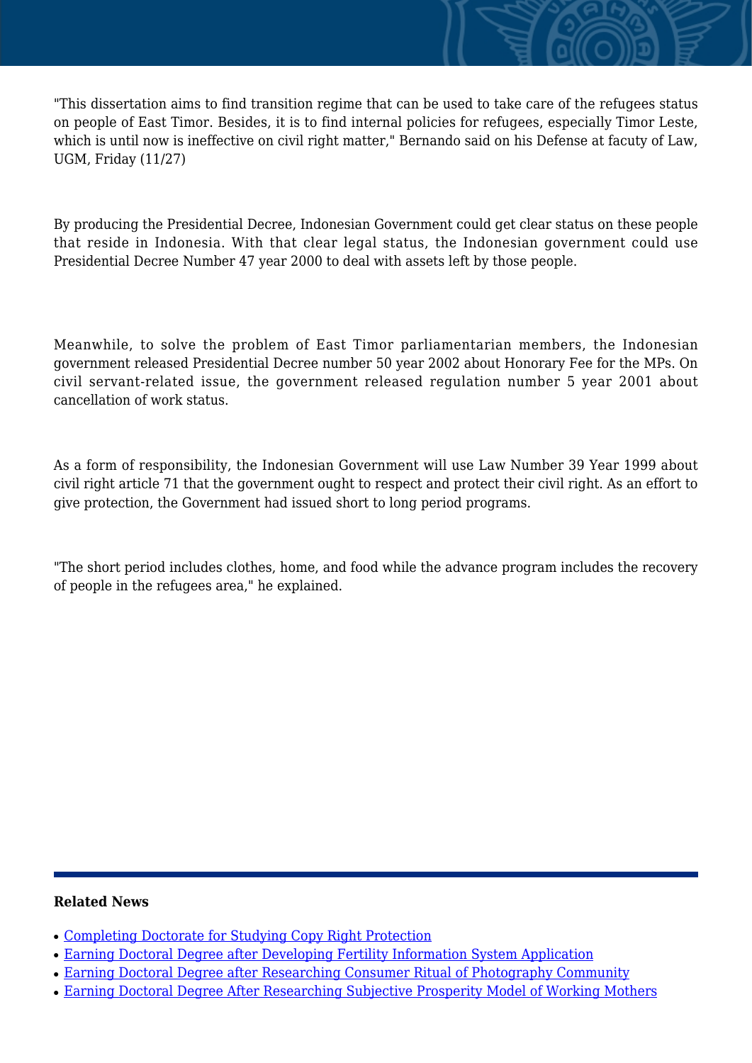"This dissertation aims to find transition regime that can be used to take care of the refugees status on people of East Timor. Besides, it is to find internal policies for refugees, especially Timor Leste, which is until now is ineffective on civil right matter," Bernando said on his Defense at facuty of Law, UGM, Friday (11/27)

By producing the Presidential Decree, Indonesian Government could get clear status on these people that reside in Indonesia. With that clear legal status, the Indonesian government could use Presidential Decree Number 47 year 2000 to deal with assets left by those people.

Meanwhile, to solve the problem of East Timor parliamentarian members, the Indonesian government released Presidential Decree number 50 year 2002 about Honorary Fee for the MPs. On civil servant-related issue, the government released regulation number 5 year 2001 about cancellation of work status.

As a form of responsibility, the Indonesian Government will use Law Number 39 Year 1999 about civil right article 71 that the government ought to respect and protect their civil right. As an effort to give protection, the Government had issued short to long period programs.

"The short period includes clothes, home, and food while the advance program includes the recovery of people in the refugees area," he explained.

**Related News**

- Completing Doctorate for Studying Copy Right Protection
- Earning Doctoral Degree after Developing Fertility Information System Application
- Earning Doctoral Degree after Researching Consumer Ritual of Photography Community
- Earning Doctoral Degree After Researching Subjective Prosperity Model of Working Mothers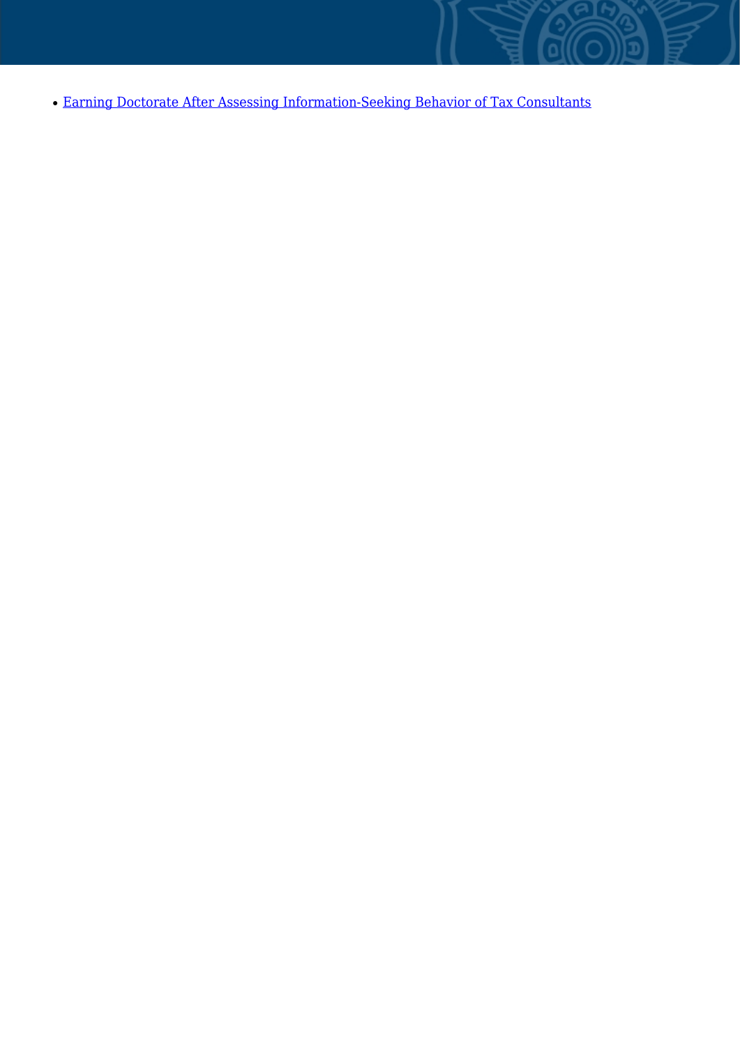- Earning Doctorate After Assessing Information-Seeking Behavior of Tax Consultants